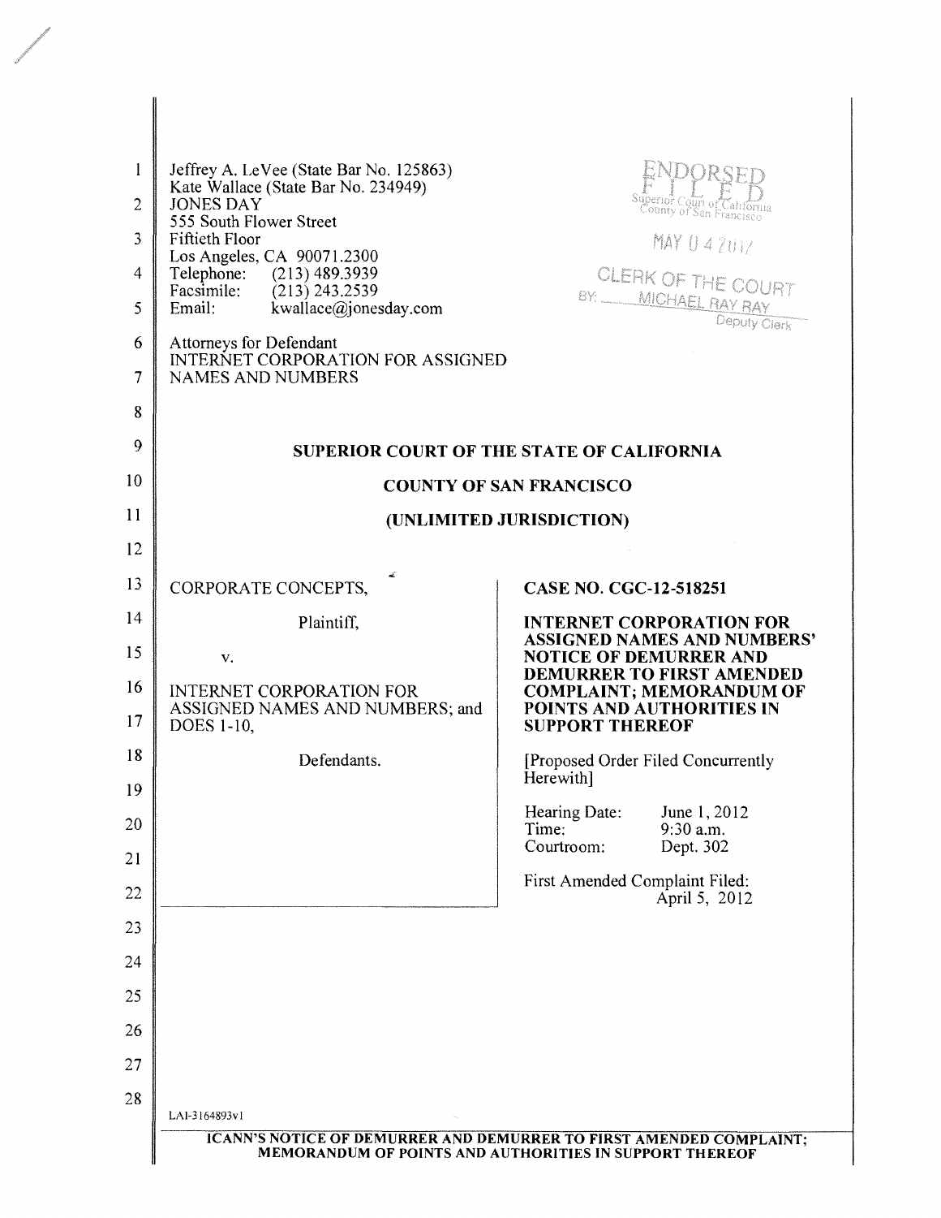Jeffrey A. LeVee (State Bar No. 125863)
Kate Wallace (State Bar No. 234949)
JONES DAY
555 South Flower Street
Fiftieth Floor
Los Angeles, CA 90071.2300
Telephone: (213) 489.3939
Facsimile: (213) 243.2539
Email: kwallace@jonesday.com

ENDORSED
FILED
Superior Court of California
County of San Francisco
MAY 04 2012
CLERK OF THE COURT
BY: MICHAEL RAY RAY
Deputy Clerk

Attorneys for Defendant
INTERNET CORPORATION FOR ASSIGNED NAMES AND NUMBERS

**SUPERIOR COURT OF THE STATE OF CALIFORNIA**

**COUNTY OF SAN FRANCISCO**

**(UNLIMITED JURISDICTION)**

CORPORATE CONCEPTS,

Plaintiff,

v.

INTERNET CORPORATION FOR ASSIGNED NAMES AND NUMBERS; and DOES 1-10,

Defendants.

**CASE NO. CGC-12-518251**

**INTERNET CORPORATION FOR ASSIGNED NAMES AND NUMBERS' NOTICE OF DEMURRER AND DEMURRER TO FIRST AMENDED COMPLAINT; MEMORANDUM OF POINTS AND AUTHORITIES IN SUPPORT THEREOF**

[Proposed Order Filed Concurrently Herewith]

Hearing Date: June 1, 2012
Time: 9:30 a.m.
Courtroom: Dept. 302

First Amended Complaint Filed: April 5, 2012

LAI-3164893v1

**ICANN'S NOTICE OF DEMURRER AND DEMURRER TO FIRST AMENDED COMPLAINT; MEMORANDUM OF POINTS AND AUTHORITIES IN SUPPORT THEREOF**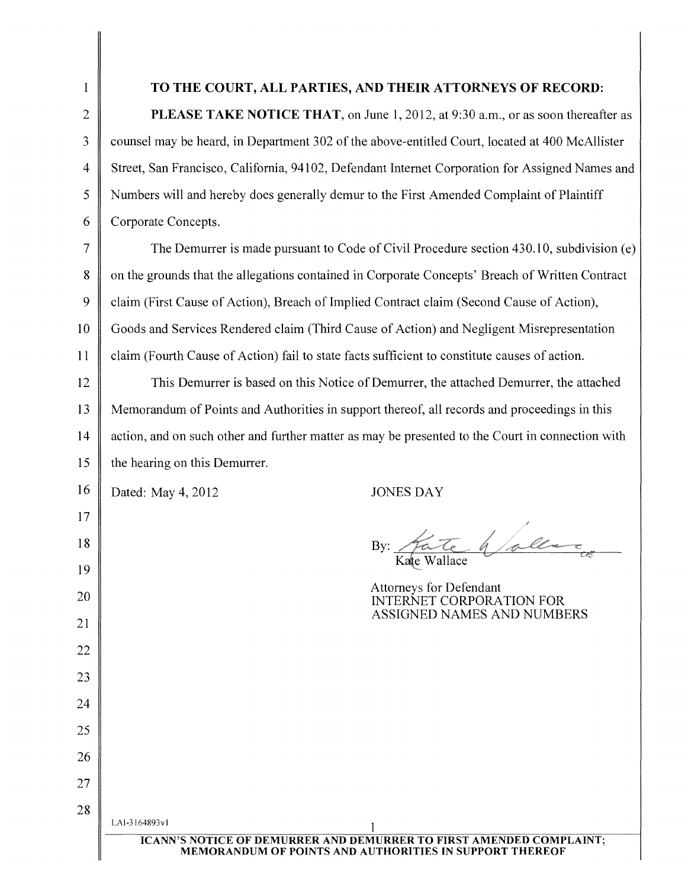**TO THE COURT, ALL PARTIES, AND THEIR ATTORNEYS OF RECORD:**

**PLEASE TAKE NOTICE THAT,** on June 1, 2012, at 9:30 a.m., or as soon thereafter as counsel may be heard, in Department 302 of the above-entitled Court, located at 400 McAllister Street, San Francisco, California, 94102, Defendant Internet Corporation for Assigned Names and Numbers will and hereby does generally demur to the First Amended Complaint of Plaintiff Corporate Concepts.

The Demurrer is made pursuant to Code of Civil Procedure section 430.10, subdivision (e) on the grounds that the allegations contained in Corporate Concepts' Breach of Written Contract claim (First Cause of Action), Breach of Implied Contract claim (Second Cause of Action), Goods and Services Rendered claim (Third Cause of Action) and Negligent Misrepresentation claim (Fourth Cause of Action) fail to state facts sufficient to constitute causes of action.

This Demurrer is based on this Notice of Demurrer, the attached Demurrer, the attached Memorandum of Points and Authorities in support thereof, all records and proceedings in this action, and on such other and further matter as may be presented to the Court in connection with the hearing on this Demurrer.

Dated: May 4, 2012

JONES DAY

By: Kate Wallace
Kate Wallace

Attorneys for Defendant
INTERNET CORPORATION FOR ASSIGNED NAMES AND NUMBERS

LAI-3164893v1

ICANN'S NOTICE OF DEMURRER AND DEMURRER TO FIRST AMENDED COMPLAINT; MEMORANDUM OF POINTS AND AUTHORITIES IN SUPPORT THEREOF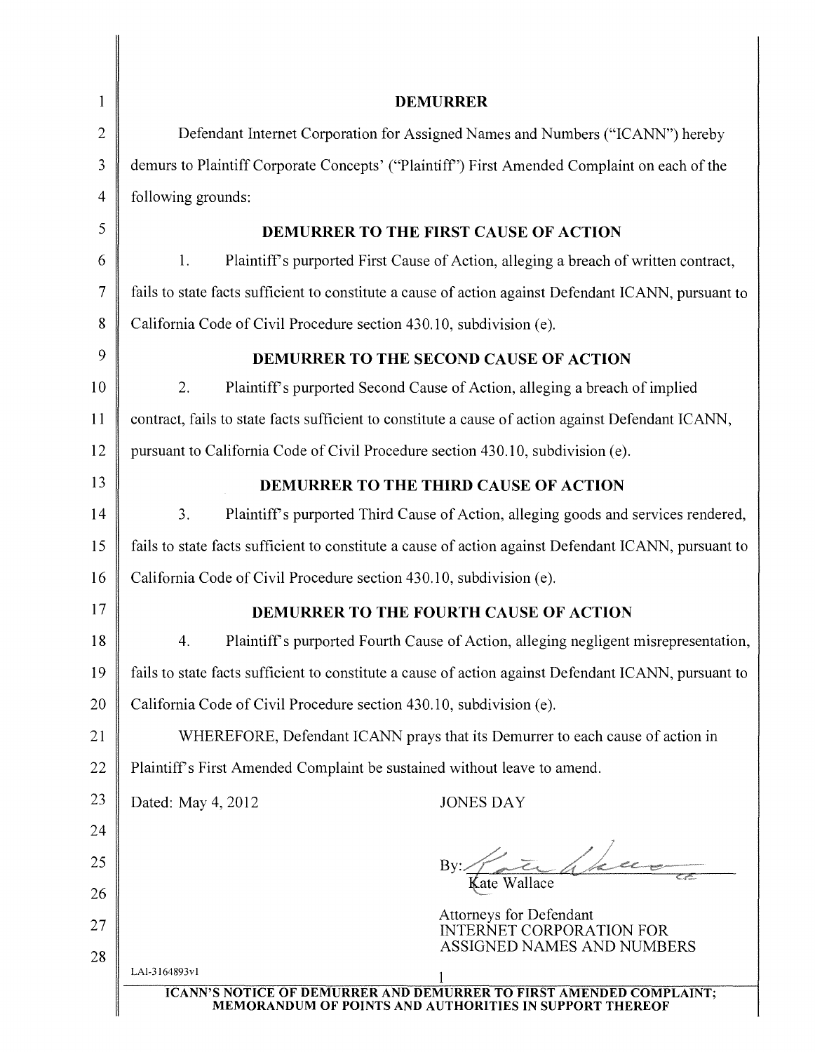## DEMURRER

Defendant Internet Corporation for Assigned Names and Numbers ("ICANN") hereby demurs to Plaintiff Corporate Concepts' ("Plaintiff") First Amended Complaint on each of the following grounds:

### DEMURRER TO THE FIRST CAUSE OF ACTION

1. Plaintiff's purported First Cause of Action, alleging a breach of written contract, fails to state facts sufficient to constitute a cause of action against Defendant ICANN, pursuant to California Code of Civil Procedure section 430.10, subdivision (e).

### DEMURRER TO THE SECOND CAUSE OF ACTION

2. Plaintiff's purported Second Cause of Action, alleging a breach of implied contract, fails to state facts sufficient to constitute a cause of action against Defendant ICANN, pursuant to California Code of Civil Procedure section 430.10, subdivision (e).

### DEMURRER TO THE THIRD CAUSE OF ACTION

3. Plaintiff's purported Third Cause of Action, alleging goods and services rendered, fails to state facts sufficient to constitute a cause of action against Defendant ICANN, pursuant to California Code of Civil Procedure section 430.10, subdivision (e).

### DEMURRER TO THE FOURTH CAUSE OF ACTION

4. Plaintiff's purported Fourth Cause of Action, alleging negligent misrepresentation, fails to state facts sufficient to constitute a cause of action against Defendant ICANN, pursuant to California Code of Civil Procedure section 430.10, subdivision (e).

WHEREFORE, Defendant ICANN prays that its Demurrer to each cause of action in Plaintiff's First Amended Complaint be sustained without leave to amend.

Dated: May 4, 2012

JONES DAY

By: Kate Wallace

Kate Wallace

Attorneys for Defendant
INTERNET CORPORATION FOR ASSIGNED NAMES AND NUMBERS

LAI-3164893v1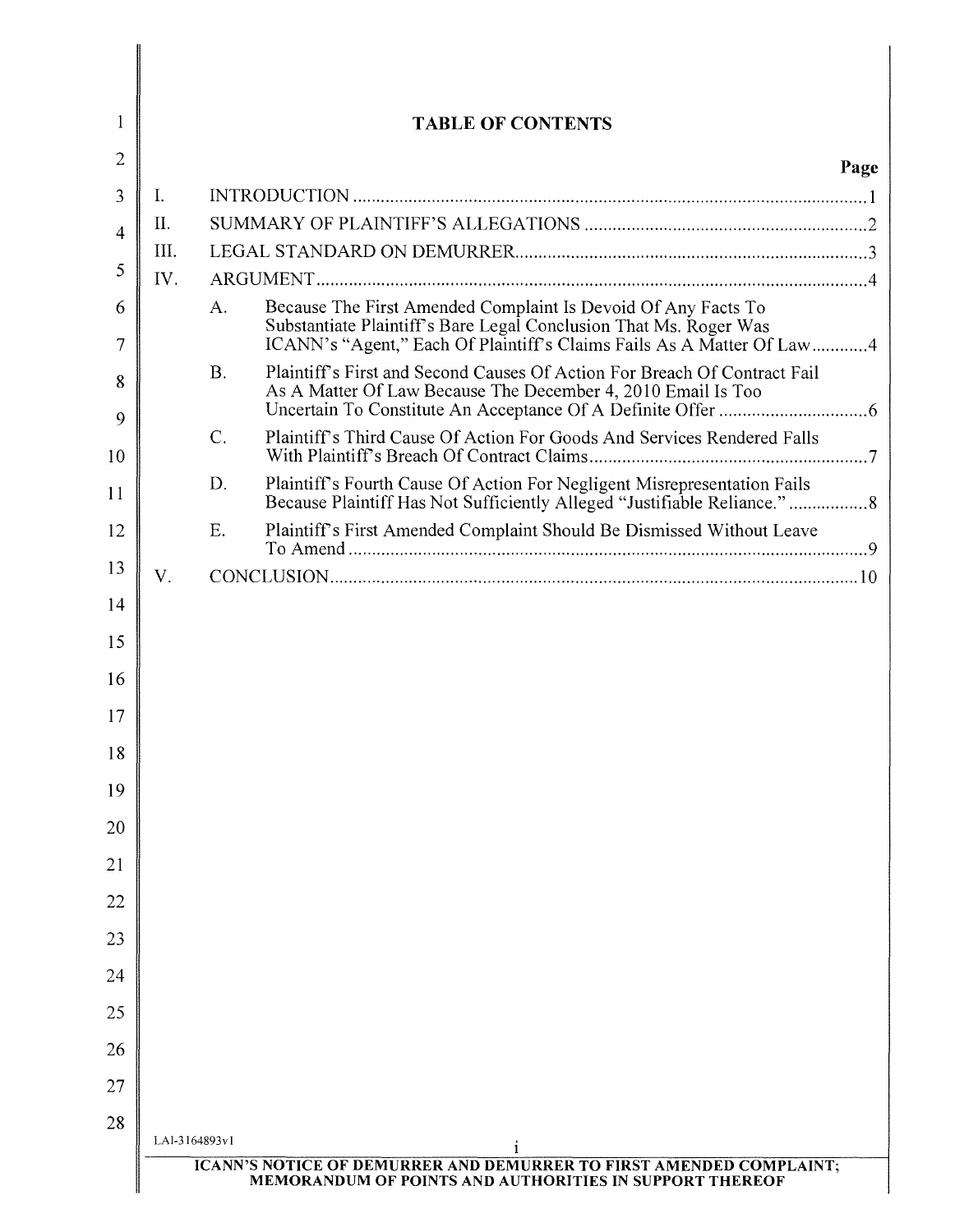# TABLE OF CONTENTS

| | | | Page |
|---|---|---|---|
| I. | INTRODUCTION | | 1 |
| II. | SUMMARY OF PLAINTIFF'S ALLEGATIONS | | 2 |
| III. | LEGAL STANDARD ON DEMURRER | | 3 |
| IV. | ARGUMENT | | 4 |
| | A. | Because The First Amended Complaint Is Devoid Of Any Facts To Substantiate Plaintiff's Bare Legal Conclusion That Ms. Roger Was ICANN's "Agent," Each Of Plaintiff's Claims Fails As A Matter Of Law | 4 |
| | B. | Plaintiff's First and Second Causes Of Action For Breach Of Contract Fail As A Matter Of Law Because The December 4, 2010 Email Is Too Uncertain To Constitute An Acceptance Of A Definite Offer | 6 |
| | C. | Plaintiff's Third Cause Of Action For Goods And Services Rendered Falls With Plaintiff's Breach Of Contract Claims | 7 |
| | D. | Plaintiff's Fourth Cause Of Action For Negligent Misrepresentation Fails Because Plaintiff Has Not Sufficiently Alleged "Justifiable Reliance." | 8 |
| | E. | Plaintiff's First Amended Complaint Should Be Dismissed Without Leave To Amend | 9 |
| V. | CONCLUSION | | 10 |

LAI-3164893v1

ICANN'S NOTICE OF DEMURRER AND DEMURRER TO FIRST AMENDED COMPLAINT; MEMORANDUM OF POINTS AND AUTHORITIES IN SUPPORT THEREOF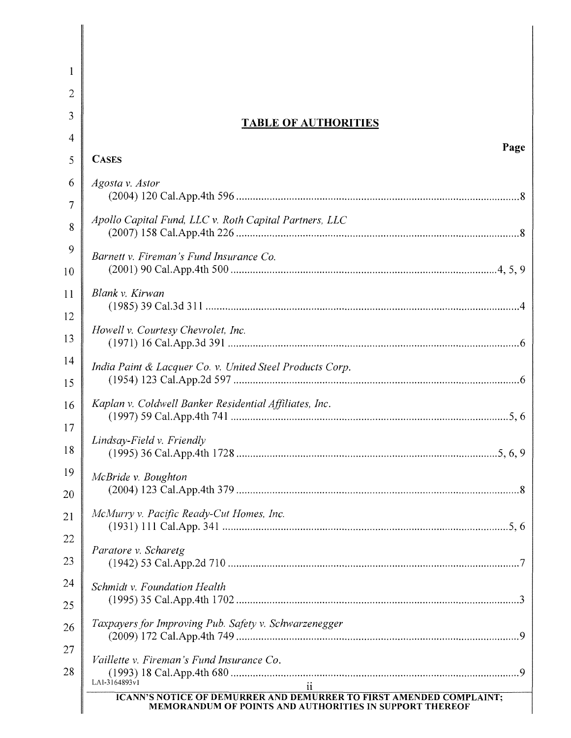## TABLE OF AUTHORITIES

| | Page |
|---|---|
| **CASES** | |
| *Agosta v. Astor* (2004) 120 Cal.App.4th 596 | 8 |
| *Apollo Capital Fund, LLC v. Roth Capital Partners, LLC* (2007) 158 Cal.App.4th 226 | 8 |
| *Barnett v. Fireman's Fund Insurance Co.* (2001) 90 Cal.App.4th 500 | 4, 5, 9 |
| *Blank v. Kirwan* (1985) 39 Cal.3d 311 | 4 |
| *Howell v. Courtesy Chevrolet, Inc.* (1971) 16 Cal.App.3d 391 | 6 |
| *India Paint & Lacquer Co. v. United Steel Products Corp.* (1954) 123 Cal.App.2d 597 | 6 |
| *Kaplan v. Coldwell Banker Residential Affiliates, Inc.* (1997) 59 Cal.App.4th 741 | 5, 6 |
| *Lindsay-Field v. Friendly* (1995) 36 Cal.App.4th 1728 | 5, 6, 9 |
| *McBride v. Boughton* (2004) 123 Cal.App.4th 379 | 8 |
| *McMurry v. Pacific Ready-Cut Homes, Inc.* (1931) 111 Cal.App. 341 | 5, 6 |
| *Paratore v. Scharetg* (1942) 53 Cal.App.2d 710 | 7 |
| *Schmidt v. Foundation Health* (1995) 35 Cal.App.4th 1702 | 3 |
| *Taxpayers for Improving Pub. Safety v. Schwarzenegger* (2009) 172 Cal.App.4th 749 | 9 |
| *Vaillette v. Fireman's Fund Insurance Co.* (1993) 18 Cal.App.4th 680 | 9 |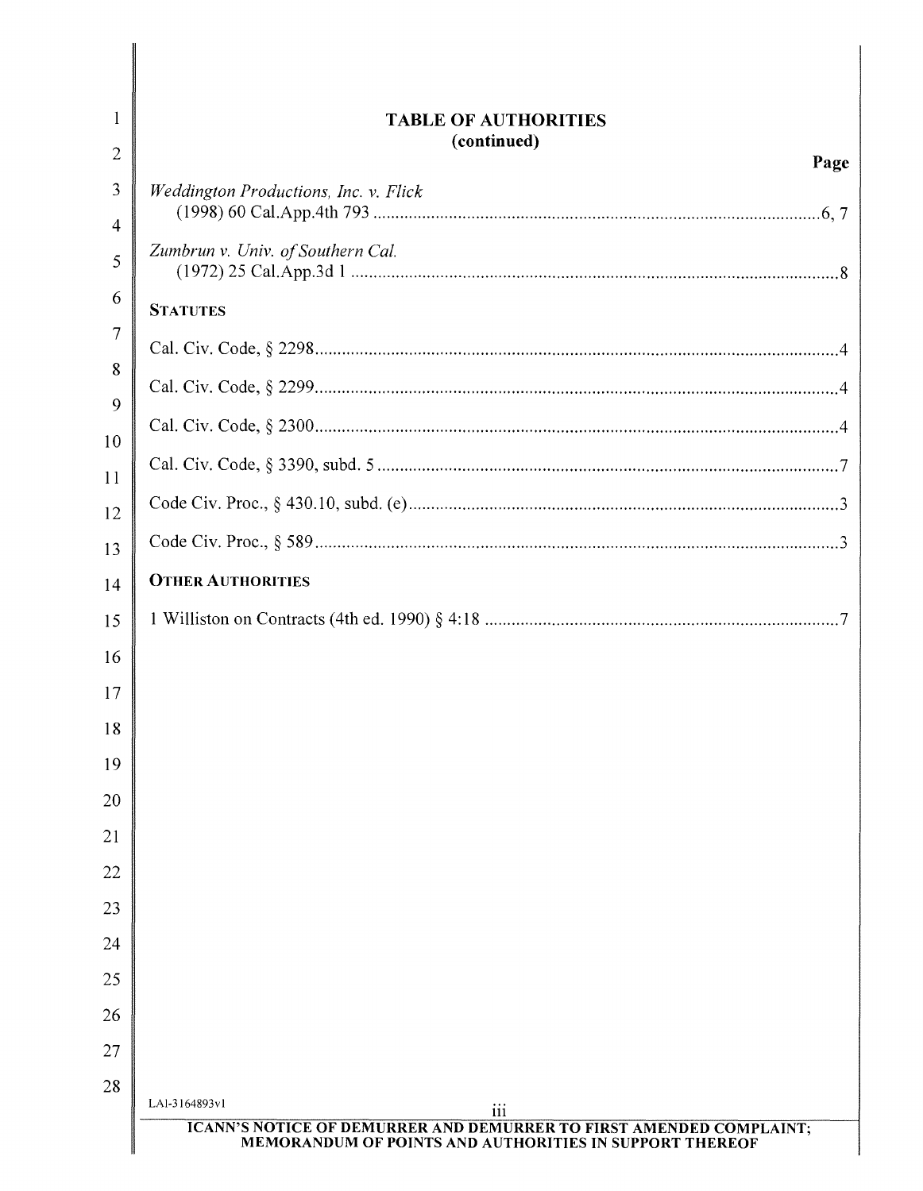**TABLE OF AUTHORITIES**
**(continued)**

**Page**

*Weddington Productions, Inc. v. Flick*
(1998) 60 Cal.App.4th 793 ........................................................................................................6, 7

*Zumbrun v. Univ. of Southern Cal.*
(1972) 25 Cal.App.3d 1 ................................................................................................................8

**STATUTES**

Cal. Civ. Code, § 2298........................................................................................................................4

Cal. Civ. Code, § 2299........................................................................................................................4

Cal. Civ. Code, § 2300........................................................................................................................4

Cal. Civ. Code, § 3390, subd. 5..........................................................................................................7

Code Civ. Proc., § 430.10, subd. (e)...................................................................................................3

Code Civ. Proc., § 589........................................................................................................................3

**OTHER AUTHORITIES**

1 Williston on Contracts (4th ed. 1990) § 4:18 ..................................................................................7

LAI-3164893v1

ICANN'S NOTICE OF DEMURRER AND DEMURRER TO FIRST AMENDED COMPLAINT; MEMORANDUM OF POINTS AND AUTHORITIES IN SUPPORT THEREOF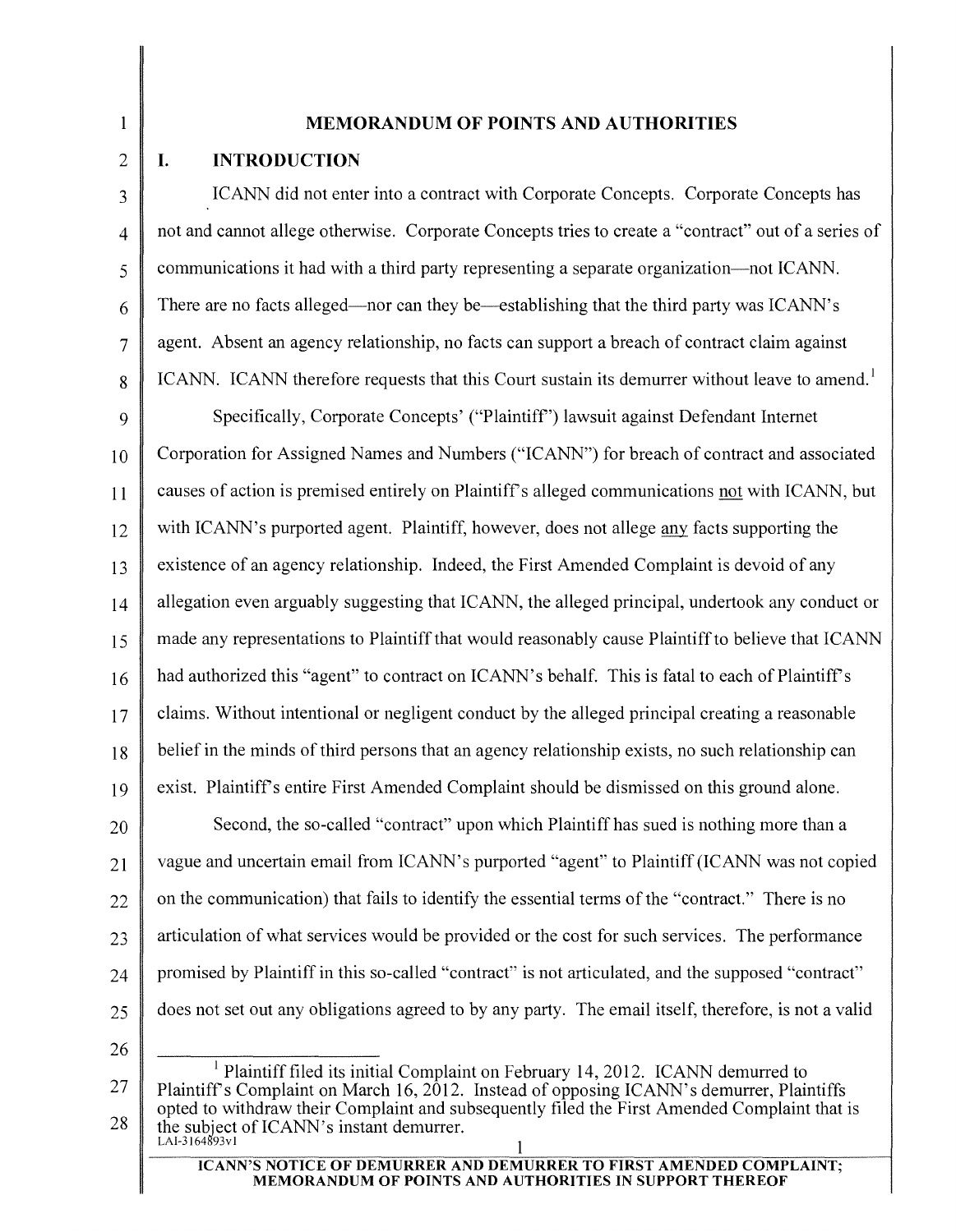## MEMORANDUM OF POINTS AND AUTHORITIES

### I. INTRODUCTION

ICANN did not enter into a contract with Corporate Concepts. Corporate Concepts has not and cannot allege otherwise. Corporate Concepts tries to create a "contract" out of a series of communications it had with a third party representing a separate organization—not ICANN. There are no facts alleged—nor can they be—establishing that the third party was ICANN's agent. Absent an agency relationship, no facts can support a breach of contract claim against ICANN. ICANN therefore requests that this Court sustain its demurrer without leave to amend.[1]

Specifically, Corporate Concepts' ("Plaintiff") lawsuit against Defendant Internet Corporation for Assigned Names and Numbers ("ICANN") for breach of contract and associated causes of action is premised entirely on Plaintiff's alleged communications not with ICANN, but with ICANN's purported agent. Plaintiff, however, does not allege any facts supporting the existence of an agency relationship. Indeed, the First Amended Complaint is devoid of any allegation even arguably suggesting that ICANN, the alleged principal, undertook any conduct or made any representations to Plaintiff that would reasonably cause Plaintiff to believe that ICANN had authorized this "agent" to contract on ICANN's behalf. This is fatal to each of Plaintiff's claims. Without intentional or negligent conduct by the alleged principal creating a reasonable belief in the minds of third persons that an agency relationship exists, no such relationship can exist. Plaintiff's entire First Amended Complaint should be dismissed on this ground alone.

Second, the so-called "contract" upon which Plaintiff has sued is nothing more than a vague and uncertain email from ICANN's purported "agent" to Plaintiff (ICANN was not copied on the communication) that fails to identify the essential terms of the "contract." There is no articulation of what services would be provided or the cost for such services. The performance promised by Plaintiff in this so-called "contract" is not articulated, and the supposed "contract" does not set out any obligations agreed to by any party. The email itself, therefore, is not a valid

---

[1] Plaintiff filed its initial Complaint on February 14, 2012. ICANN demurred to Plaintiff's Complaint on March 16, 2012. Instead of opposing ICANN's demurrer, Plaintiffs opted to withdraw their Complaint and subsequently filed the First Amended Complaint that is the subject of ICANN's instant demurrer.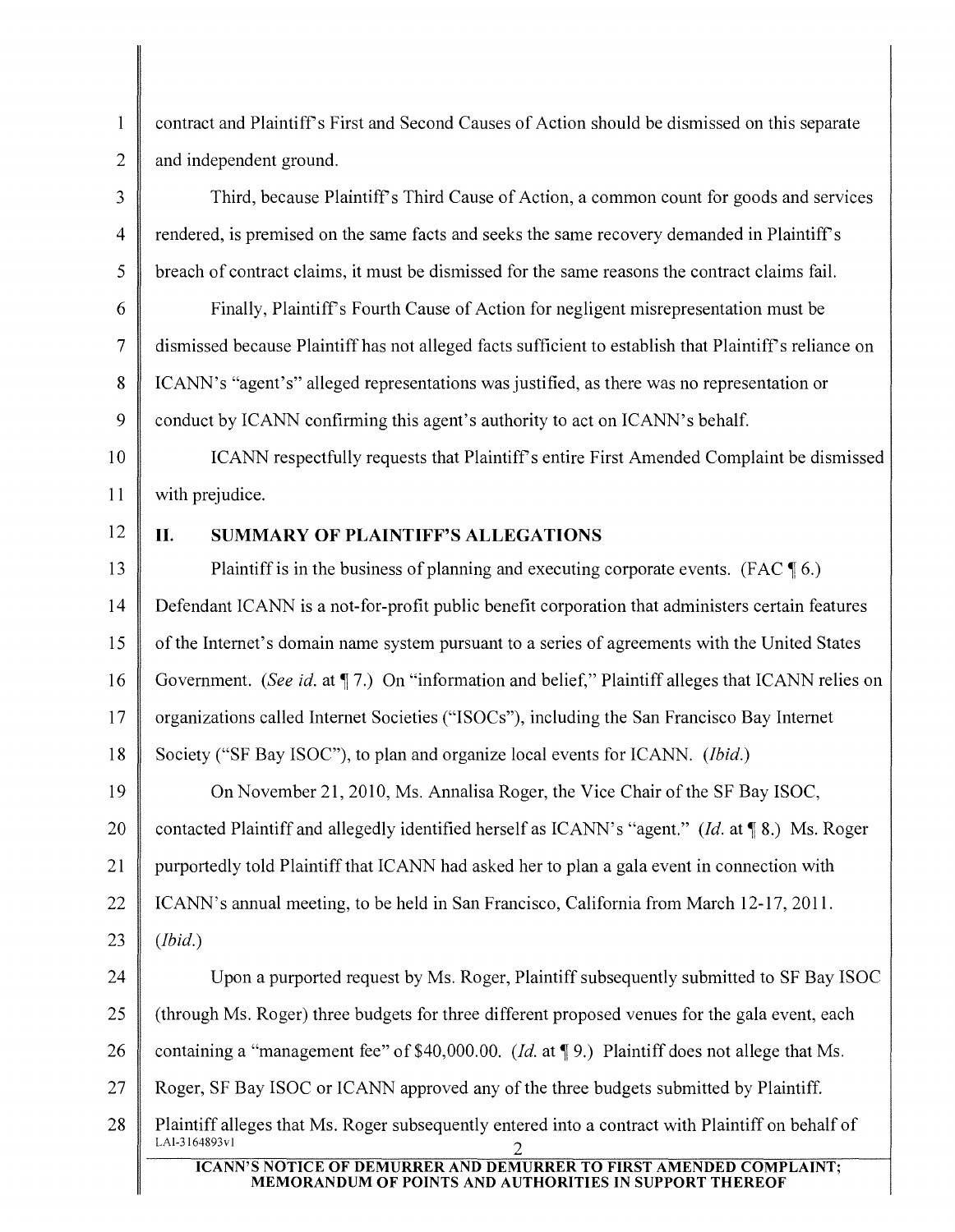contract and Plaintiff's First and Second Causes of Action should be dismissed on this separate and independent ground.

Third, because Plaintiff's Third Cause of Action, a common count for goods and services rendered, is premised on the same facts and seeks the same recovery demanded in Plaintiff's breach of contract claims, it must be dismissed for the same reasons the contract claims fail.

Finally, Plaintiff's Fourth Cause of Action for negligent misrepresentation must be dismissed because Plaintiff has not alleged facts sufficient to establish that Plaintiff's reliance on ICANN's "agent's" alleged representations was justified, as there was no representation or conduct by ICANN confirming this agent's authority to act on ICANN's behalf.

ICANN respectfully requests that Plaintiff's entire First Amended Complaint be dismissed with prejudice.

## II. SUMMARY OF PLAINTIFF'S ALLEGATIONS

Plaintiff is in the business of planning and executing corporate events. (FAC ¶ 6.) Defendant ICANN is a not-for-profit public benefit corporation that administers certain features of the Internet's domain name system pursuant to a series of agreements with the United States Government. (*See id.* at ¶ 7.) On "information and belief," Plaintiff alleges that ICANN relies on organizations called Internet Societies ("ISOCs"), including the San Francisco Bay Internet Society ("SF Bay ISOC"), to plan and organize local events for ICANN. (*Ibid.*)

On November 21, 2010, Ms. Annalisa Roger, the Vice Chair of the SF Bay ISOC, contacted Plaintiff and allegedly identified herself as ICANN's "agent." (*Id.* at ¶ 8.) Ms. Roger purportedly told Plaintiff that ICANN had asked her to plan a gala event in connection with ICANN's annual meeting, to be held in San Francisco, California from March 12-17, 2011. (*Ibid.*)

Upon a purported request by Ms. Roger, Plaintiff subsequently submitted to SF Bay ISOC (through Ms. Roger) three budgets for three different proposed venues for the gala event, each containing a "management fee" of $40,000.00. (*Id.* at ¶ 9.) Plaintiff does not allege that Ms. Roger, SF Bay ISOC or ICANN approved any of the three budgets submitted by Plaintiff. Plaintiff alleges that Ms. Roger subsequently entered into a contract with Plaintiff on behalf of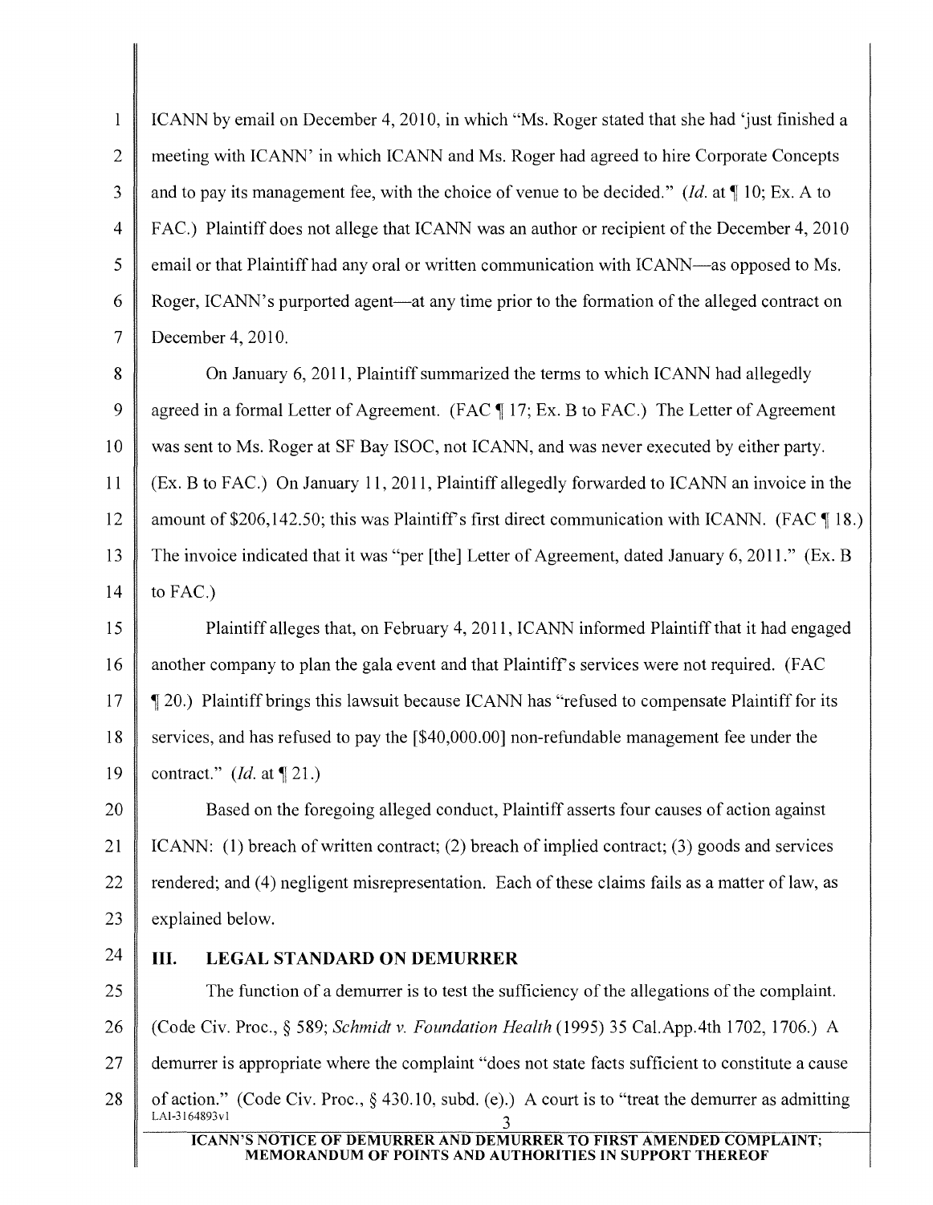ICANN by email on December 4, 2010, in which "Ms. Roger stated that she had 'just finished a meeting with ICANN' in which ICANN and Ms. Roger had agreed to hire Corporate Concepts and to pay its management fee, with the choice of venue to be decided." (*Id.* at ¶ 10; Ex. A to FAC.) Plaintiff does not allege that ICANN was an author or recipient of the December 4, 2010 email or that Plaintiff had any oral or written communication with ICANN—as opposed to Ms. Roger, ICANN's purported agent—at any time prior to the formation of the alleged contract on December 4, 2010.

On January 6, 2011, Plaintiff summarized the terms to which ICANN had allegedly agreed in a formal Letter of Agreement. (FAC ¶ 17; Ex. B to FAC.) The Letter of Agreement was sent to Ms. Roger at SF Bay ISOC, not ICANN, and was never executed by either party. (Ex. B to FAC.) On January 11, 2011, Plaintiff allegedly forwarded to ICANN an invoice in the amount of $206,142.50; this was Plaintiff's first direct communication with ICANN. (FAC ¶ 18.) The invoice indicated that it was "per [the] Letter of Agreement, dated January 6, 2011." (Ex. B to FAC.)

Plaintiff alleges that, on February 4, 2011, ICANN informed Plaintiff that it had engaged another company to plan the gala event and that Plaintiff's services were not required. (FAC ¶ 20.) Plaintiff brings this lawsuit because ICANN has "refused to compensate Plaintiff for its services, and has refused to pay the [$40,000.00] non-refundable management fee under the contract." (*Id.* at ¶ 21.)

Based on the foregoing alleged conduct, Plaintiff asserts four causes of action against ICANN: (1) breach of written contract; (2) breach of implied contract; (3) goods and services rendered; and (4) negligent misrepresentation. Each of these claims fails as a matter of law, as explained below.

## III. LEGAL STANDARD ON DEMURRER

The function of a demurrer is to test the sufficiency of the allegations of the complaint. (Code Civ. Proc., § 589; *Schmidt v. Foundation Health* (1995) 35 Cal.App.4th 1702, 1706.) A demurrer is appropriate where the complaint "does not state facts sufficient to constitute a cause of action." (Code Civ. Proc., § 430.10, subd. (e).) A court is to "treat the demurrer as admitting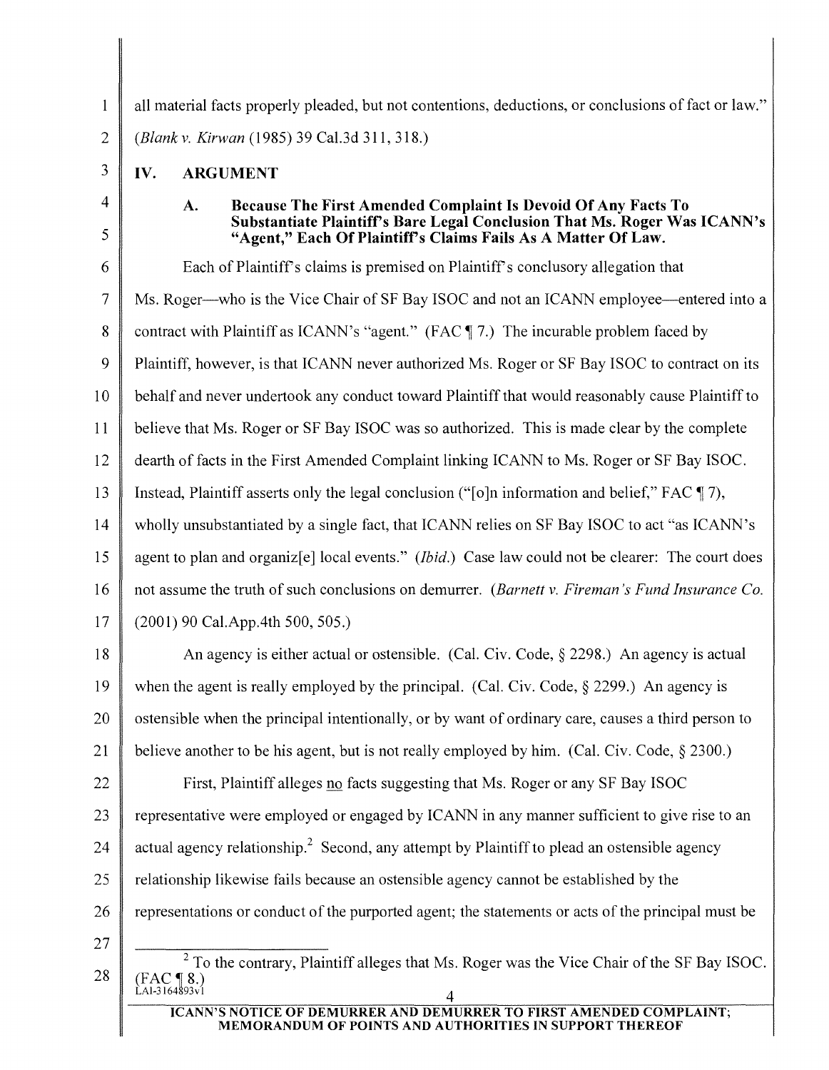all material facts properly pleaded, but not contentions, deductions, or conclusions of fact or law." (*Blank v. Kirwan* (1985) 39 Cal.3d 311, 318.)

## IV. ARGUMENT

### A. Because The First Amended Complaint Is Devoid Of Any Facts To Substantiate Plaintiff's Bare Legal Conclusion That Ms. Roger Was ICANN's "Agent," Each Of Plaintiff's Claims Fails As A Matter Of Law.

Each of Plaintiff's claims is premised on Plaintiff's conclusory allegation that Ms. Roger—who is the Vice Chair of SF Bay ISOC and not an ICANN employee—entered into a contract with Plaintiff as ICANN's "agent." (FAC ¶ 7.) The incurable problem faced by Plaintiff, however, is that ICANN never authorized Ms. Roger or SF Bay ISOC to contract on its behalf and never undertook any conduct toward Plaintiff that would reasonably cause Plaintiff to believe that Ms. Roger or SF Bay ISOC was so authorized. This is made clear by the complete dearth of facts in the First Amended Complaint linking ICANN to Ms. Roger or SF Bay ISOC. Instead, Plaintiff asserts only the legal conclusion ("[o]n information and belief," FAC ¶ 7), wholly unsubstantiated by a single fact, that ICANN relies on SF Bay ISOC to act "as ICANN's agent to plan and organiz[e] local events." (*Ibid.*) Case law could not be clearer: The court does not assume the truth of such conclusions on demurrer. (*Barnett v. Fireman's Fund Insurance Co.* (2001) 90 Cal.App.4th 500, 505.)

An agency is either actual or ostensible. (Cal. Civ. Code, § 2298.) An agency is actual when the agent is really employed by the principal. (Cal. Civ. Code, § 2299.) An agency is ostensible when the principal intentionally, or by want of ordinary care, causes a third person to believe another to be his agent, but is not really employed by him. (Cal. Civ. Code, § 2300.)

First, Plaintiff alleges no facts suggesting that Ms. Roger or any SF Bay ISOC representative were employed or engaged by ICANN in any manner sufficient to give rise to an actual agency relationship.[2] Second, any attempt by Plaintiff to plead an ostensible agency relationship likewise fails because an ostensible agency cannot be established by the representations or conduct of the purported agent; the statements or acts of the principal must be

[2] To the contrary, Plaintiff alleges that Ms. Roger was the Vice Chair of the SF Bay ISOC. (FAC ¶ 8.)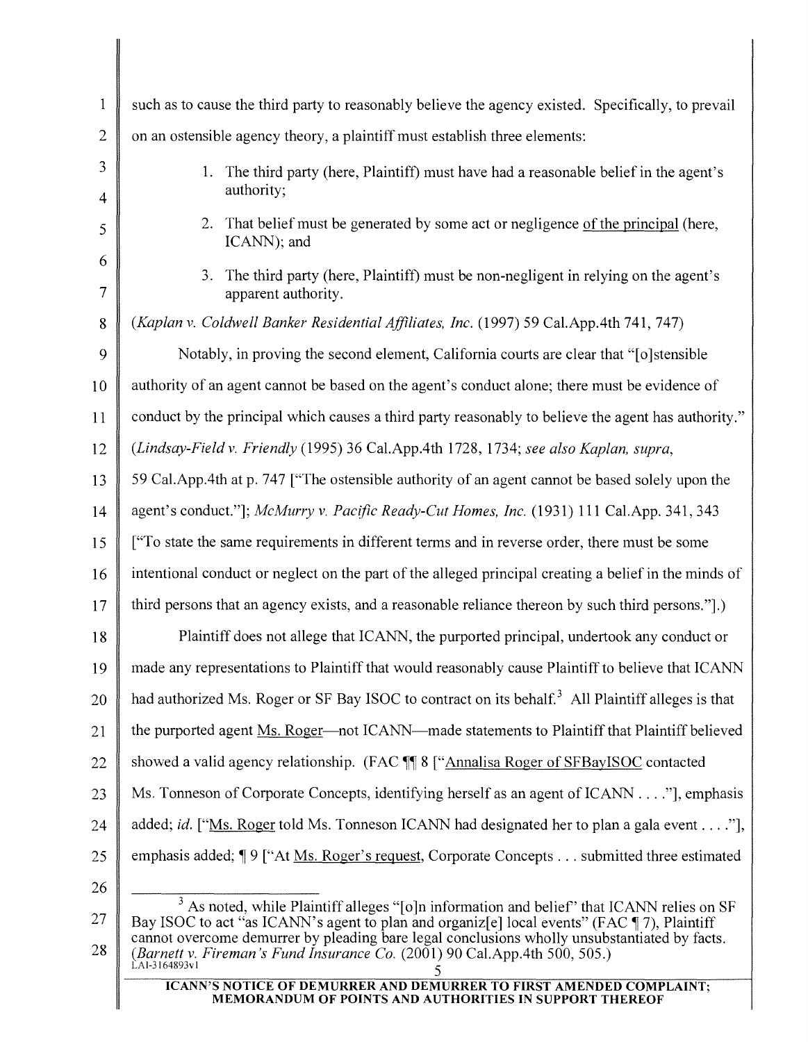such as to cause the third party to reasonably believe the agency existed. Specifically, to prevail on an ostensible agency theory, a plaintiff must establish three elements:

1. The third party (here, Plaintiff) must have had a reasonable belief in the agent's authority;
2. That belief must be generated by some act or negligence of the principal (here, ICANN); and
3. The third party (here, Plaintiff) must be non-negligent in relying on the agent's apparent authority.

(*Kaplan v. Coldwell Banker Residential Affiliates, Inc.* (1997) 59 Cal.App.4th 741, 747)

Notably, in proving the second element, California courts are clear that "[o]stensible authority of an agent cannot be based on the agent's conduct alone; there must be evidence of conduct by the principal which causes a third party reasonably to believe the agent has authority." (*Lindsay-Field v. Friendly* (1995) 36 Cal.App.4th 1728, 1734; *see also Kaplan, supra*, 59 Cal.App.4th at p. 747 ["The ostensible authority of an agent cannot be based solely upon the agent's conduct."]; *McMurry v. Pacific Ready-Cut Homes, Inc.* (1931) 111 Cal.App. 341, 343 ["To state the same requirements in different terms and in reverse order, there must be some intentional conduct or neglect on the part of the alleged principal creating a belief in the minds of third persons that an agency exists, and a reasonable reliance thereon by such third persons."].)

Plaintiff does not allege that ICANN, the purported principal, undertook any conduct or made any representations to Plaintiff that would reasonably cause Plaintiff to believe that ICANN had authorized Ms. Roger or SF Bay ISOC to contract on its behalf.[3] All Plaintiff alleges is that the purported agent Ms. Roger—not ICANN—made statements to Plaintiff that Plaintiff believed showed a valid agency relationship. (FAC ¶¶ 8 ["Annalisa Roger of SFBayISOC contacted Ms. Tonneson of Corporate Concepts, identifying herself as an agent of ICANN . . . ."], emphasis added; *id.* ["Ms. Roger told Ms. Tonneson ICANN had designated her to plan a gala event . . . ."], emphasis added; ¶ 9 ["At Ms. Roger's request, Corporate Concepts . . . submitted three estimated

[3] As noted, while Plaintiff alleges "[o]n information and belief" that ICANN relies on SF Bay ISOC to act "as ICANN's agent to plan and organiz[e] local events" (FAC ¶ 7), Plaintiff cannot overcome demurrer by pleading bare legal conclusions wholly unsubstantiated by facts. (*Barnett v. Fireman's Fund Insurance Co.* (2001) 90 Cal.App.4th 500, 505.)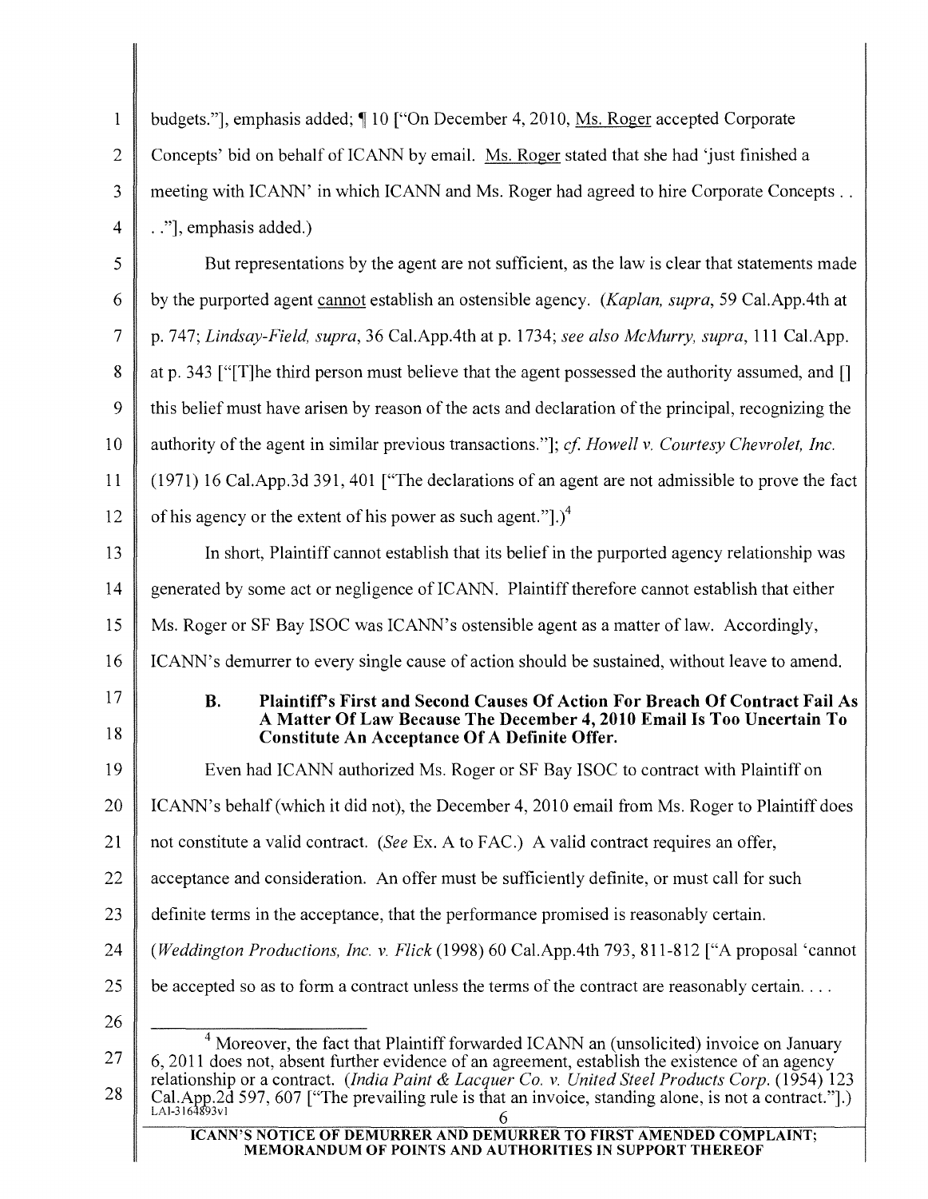budgets."], emphasis added; ¶ 10 ["On December 4, 2010, Ms. Roger accepted Corporate Concepts' bid on behalf of ICANN by email. Ms. Roger stated that she had 'just finished a meeting with ICANN' in which ICANN and Ms. Roger had agreed to hire Corporate Concepts . . . ."], emphasis added.)

But representations by the agent are not sufficient, as the law is clear that statements made by the purported agent cannot establish an ostensible agency. (*Kaplan, supra*, 59 Cal.App.4th at p. 747; *Lindsay-Field, supra*, 36 Cal.App.4th at p. 1734; *see also McMurry, supra*, 111 Cal.App. at p. 343 ["[T]he third person must believe that the agent possessed the authority assumed, and [] this belief must have arisen by reason of the acts and declaration of the principal, recognizing the authority of the agent in similar previous transactions."]; *cf. Howell v. Courtesy Chevrolet, Inc.* (1971) 16 Cal.App.3d 391, 401 ["The declarations of an agent are not admissible to prove the fact of his agency or the extent of his power as such agent."].)[4]

In short, Plaintiff cannot establish that its belief in the purported agency relationship was generated by some act or negligence of ICANN. Plaintiff therefore cannot establish that either Ms. Roger or SF Bay ISOC was ICANN's ostensible agent as a matter of law. Accordingly, ICANN's demurrer to every single cause of action should be sustained, without leave to amend.

### B. Plaintiff's First and Second Causes Of Action For Breach Of Contract Fail As A Matter Of Law Because The December 4, 2010 Email Is Too Uncertain To Constitute An Acceptance Of A Definite Offer.

Even had ICANN authorized Ms. Roger or SF Bay ISOC to contract with Plaintiff on ICANN's behalf (which it did not), the December 4, 2010 email from Ms. Roger to Plaintiff does not constitute a valid contract. (*See* Ex. A to FAC.) A valid contract requires an offer, acceptance and consideration. An offer must be sufficiently definite, or must call for such definite terms in the acceptance, that the performance promised is reasonably certain. (*Weddington Productions, Inc. v. Flick* (1998) 60 Cal.App.4th 793, 811-812 ["A proposal 'cannot be accepted so as to form a contract unless the terms of the contract are reasonably certain. . . .

---

[4] Moreover, the fact that Plaintiff forwarded ICANN an (unsolicited) invoice on January 6, 2011 does not, absent further evidence of an agreement, establish the existence of an agency relationship or a contract. (*India Paint & Lacquer Co. v. United Steel Products Corp.* (1954) 123 Cal.App.2d 597, 607 ["The prevailing rule is that an invoice, standing alone, is not a contract."].)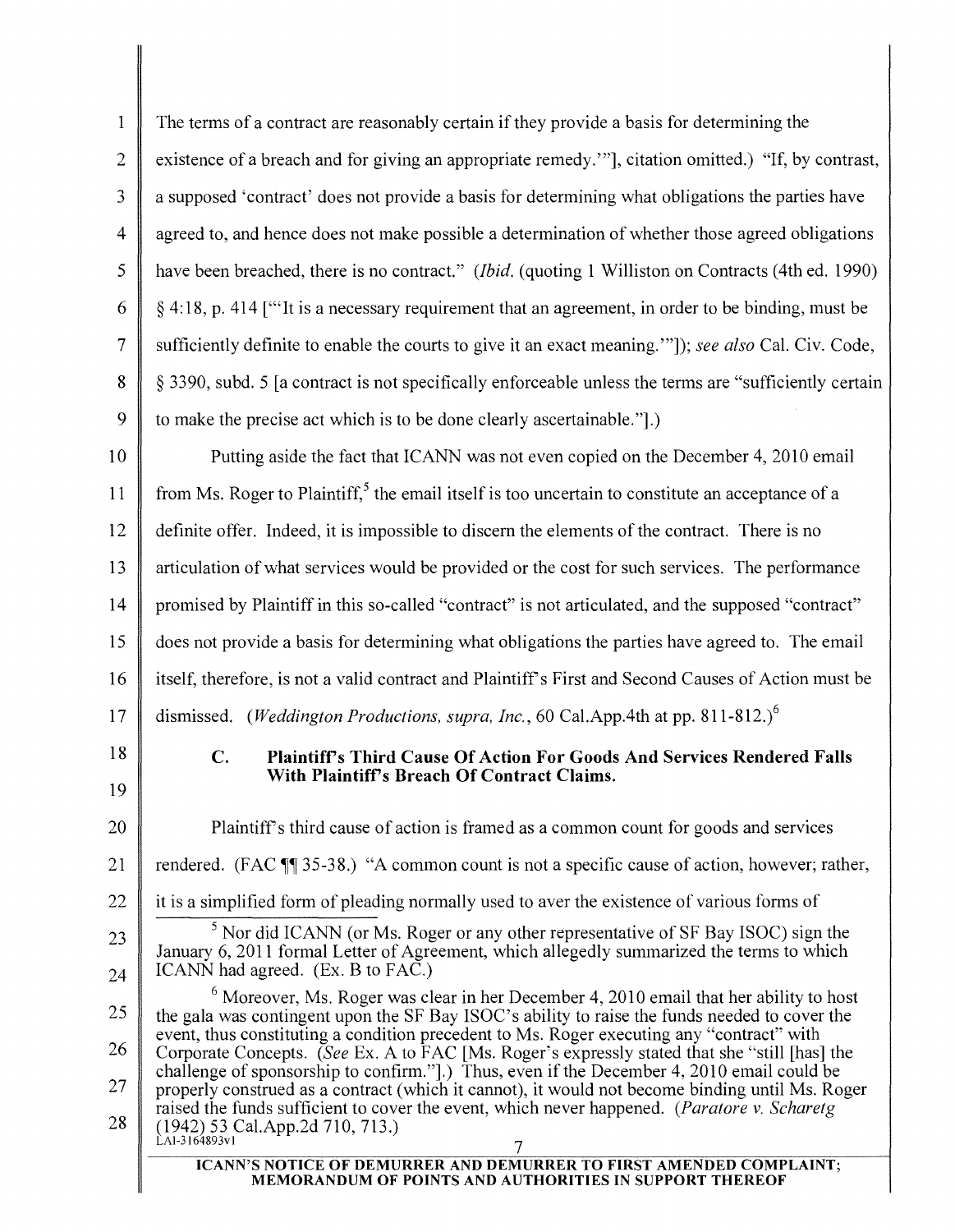The terms of a contract are reasonably certain if they provide a basis for determining the existence of a breach and for giving an appropriate remedy.'"], citation omitted.) "If, by contrast, a supposed 'contract' does not provide a basis for determining what obligations the parties have agreed to, and hence does not make possible a determination of whether those agreed obligations have been breached, there is no contract." (*Ibid.* (quoting 1 Williston on Contracts (4th ed. 1990) § 4:18, p. 414 ["'It is a necessary requirement that an agreement, in order to be binding, must be sufficiently definite to enable the courts to give it an exact meaning.'"]); *see also* Cal. Civ. Code, § 3390, subd. 5 [a contract is not specifically enforceable unless the terms are "sufficiently certain to make the precise act which is to be done clearly ascertainable."].)

Putting aside the fact that ICANN was not even copied on the December 4, 2010 email from Ms. Roger to Plaintiff,[5] the email itself is too uncertain to constitute an acceptance of a definite offer. Indeed, it is impossible to discern the elements of the contract. There is no articulation of what services would be provided or the cost for such services. The performance promised by Plaintiff in this so-called "contract" is not articulated, and the supposed "contract" does not provide a basis for determining what obligations the parties have agreed to. The email itself, therefore, is not a valid contract and Plaintiff's First and Second Causes of Action must be dismissed. (*Weddington Productions, supra, Inc.*, 60 Cal.App.4th at pp. 811-812.)[6]

### C. Plaintiff's Third Cause Of Action For Goods And Services Rendered Falls With Plaintiff's Breach Of Contract Claims.

Plaintiff's third cause of action is framed as a common count for goods and services rendered. (FAC ¶¶ 35-38.) "A common count is not a specific cause of action, however; rather, it is a simplified form of pleading normally used to aver the existence of various forms of

---

[5] Nor did ICANN (or Ms. Roger or any other representative of SF Bay ISOC) sign the January 6, 2011 formal Letter of Agreement, which allegedly summarized the terms to which ICANN had agreed. (Ex. B to FAC.)

[6] Moreover, Ms. Roger was clear in her December 4, 2010 email that her ability to host the gala was contingent upon the SF Bay ISOC's ability to raise the funds needed to cover the event, thus constituting a condition precedent to Ms. Roger executing any "contract" with Corporate Concepts. (*See* Ex. A to FAC [Ms. Roger's expressly stated that she "still [has] the challenge of sponsorship to confirm."].) Thus, even if the December 4, 2010 email could be properly construed as a contract (which it cannot), it would not become binding until Ms. Roger raised the funds sufficient to cover the event, which never happened. (*Paratore v. Scharetg* (1942) 53 Cal.App.2d 710, 713.)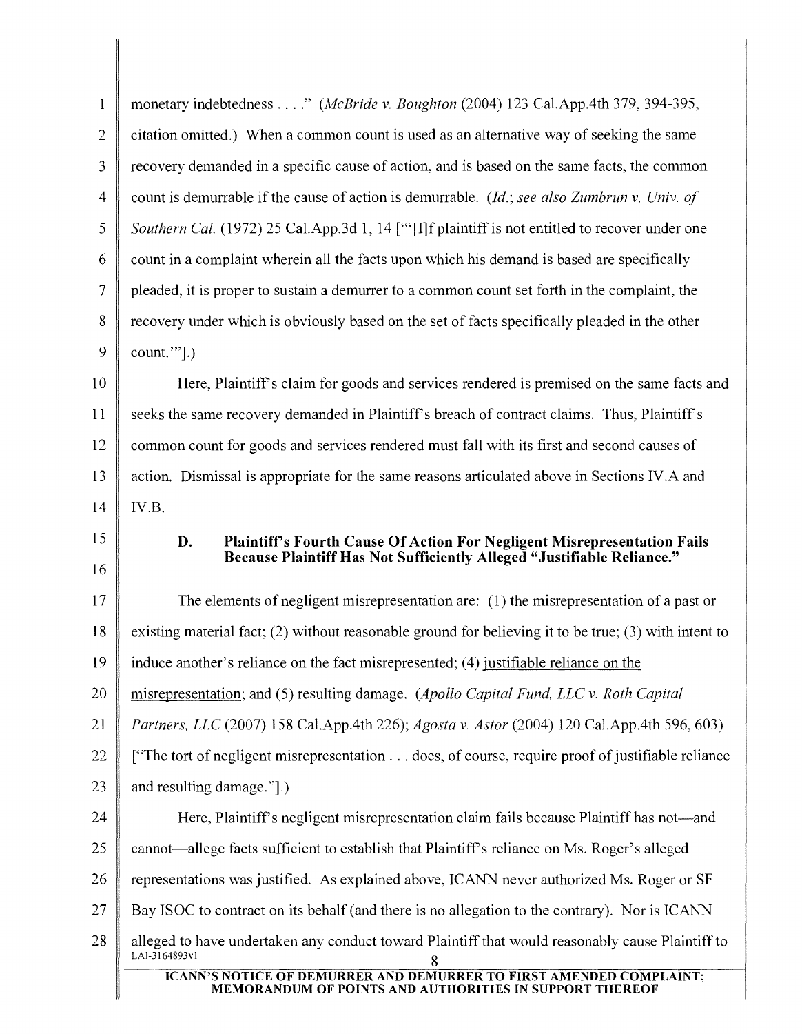monetary indebtedness . . . ." (*McBride v. Boughton* (2004) 123 Cal.App.4th 379, 394-395, citation omitted.) When a common count is used as an alternative way of seeking the same recovery demanded in a specific cause of action, and is based on the same facts, the common count is demurrable if the cause of action is demurrable. (*Id.*; *see also Zumbrun v. Univ. of Southern Cal.* (1972) 25 Cal.App.3d 1, 14 ["'[I]f plaintiff is not entitled to recover under one count in a complaint wherein all the facts upon which his demand is based are specifically pleaded, it is proper to sustain a demurrer to a common count set forth in the complaint, the recovery under which is obviously based on the set of facts specifically pleaded in the other count.'"].)

Here, Plaintiff's claim for goods and services rendered is premised on the same facts and seeks the same recovery demanded in Plaintiff's breach of contract claims. Thus, Plaintiff's common count for goods and services rendered must fall with its first and second causes of action. Dismissal is appropriate for the same reasons articulated above in Sections IV.A and IV.B.

### D. Plaintiff's Fourth Cause Of Action For Negligent Misrepresentation Fails Because Plaintiff Has Not Sufficiently Alleged "Justifiable Reliance."

The elements of negligent misrepresentation are: (1) the misrepresentation of a past or existing material fact; (2) without reasonable ground for believing it to be true; (3) with intent to induce another's reliance on the fact misrepresented; (4) <u>justifiable reliance on the misrepresentation</u>; and (5) resulting damage. (*Apollo Capital Fund, LLC v. Roth Capital Partners, LLC* (2007) 158 Cal.App.4th 226); *Agosta v. Astor* (2004) 120 Cal.App.4th 596, 603) ["The tort of negligent misrepresentation . . . does, of course, require proof of justifiable reliance and resulting damage."].)

Here, Plaintiff's negligent misrepresentation claim fails because Plaintiff has not—and cannot—allege facts sufficient to establish that Plaintiff's reliance on Ms. Roger's alleged representations was justified. As explained above, ICANN never authorized Ms. Roger or SF Bay ISOC to contract on its behalf (and there is no allegation to the contrary). Nor is ICANN alleged to have undertaken any conduct toward Plaintiff that would reasonably cause Plaintiff to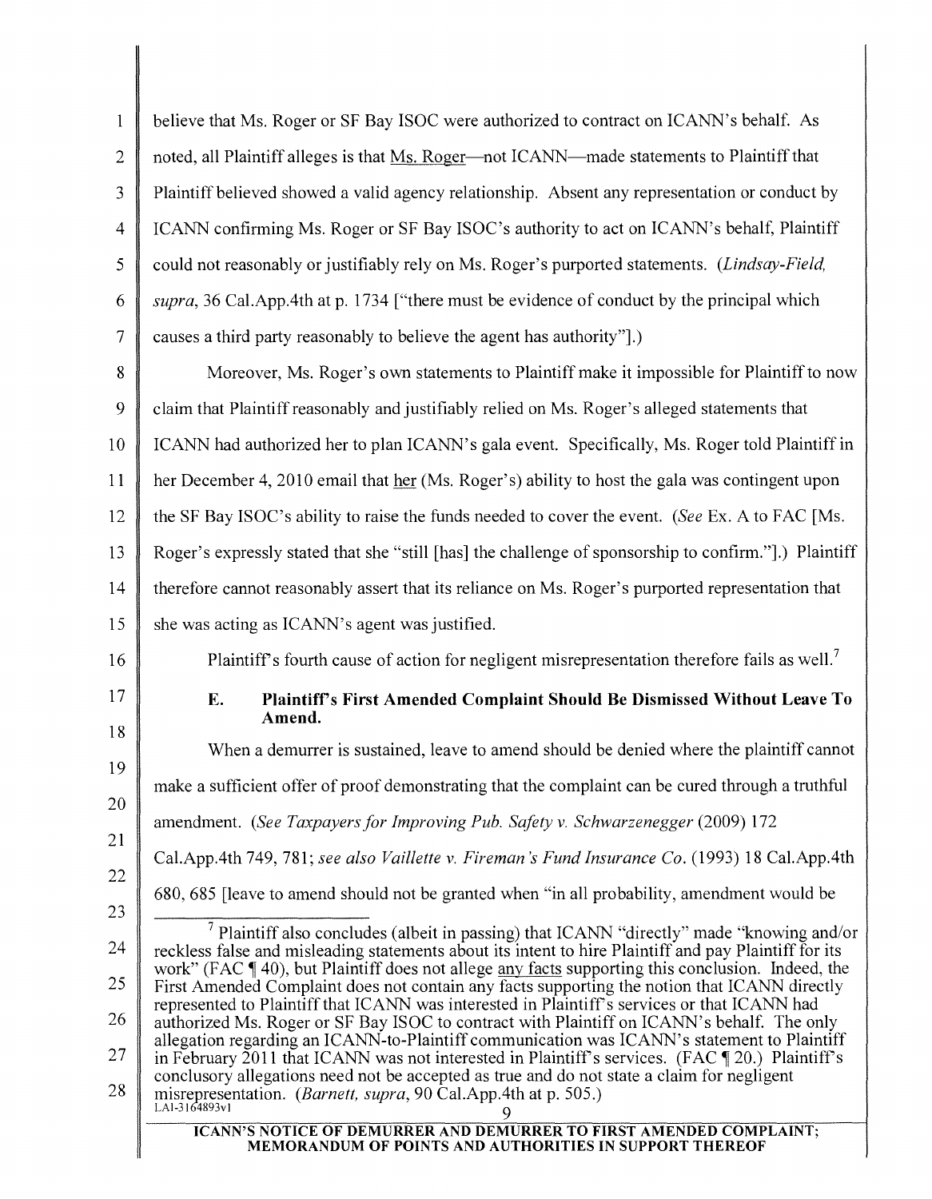believe that Ms. Roger or SF Bay ISOC were authorized to contract on ICANN's behalf. As noted, all Plaintiff alleges is that Ms. Roger—not ICANN—made statements to Plaintiff that Plaintiff believed showed a valid agency relationship. Absent any representation or conduct by ICANN confirming Ms. Roger or SF Bay ISOC's authority to act on ICANN's behalf, Plaintiff could not reasonably or justifiably rely on Ms. Roger's purported statements. (*Lindsay-Field, supra*, 36 Cal.App.4th at p. 1734 ["there must be evidence of conduct by the principal which causes a third party reasonably to believe the agent has authority"].)

Moreover, Ms. Roger's own statements to Plaintiff make it impossible for Plaintiff to now claim that Plaintiff reasonably and justifiably relied on Ms. Roger's alleged statements that ICANN had authorized her to plan ICANN's gala event. Specifically, Ms. Roger told Plaintiff in her December 4, 2010 email that her (Ms. Roger's) ability to host the gala was contingent upon the SF Bay ISOC's ability to raise the funds needed to cover the event. (*See* Ex. A to FAC [Ms. Roger's expressly stated that she "still [has] the challenge of sponsorship to confirm."].) Plaintiff therefore cannot reasonably assert that its reliance on Ms. Roger's purported representation that she was acting as ICANN's agent was justified.

Plaintiff's fourth cause of action for negligent misrepresentation therefore fails as well.[7]

### E. Plaintiff's First Amended Complaint Should Be Dismissed Without Leave To Amend.

When a demurrer is sustained, leave to amend should be denied where the plaintiff cannot make a sufficient offer of proof demonstrating that the complaint can be cured through a truthful amendment. (*See Taxpayers for Improving Pub. Safety v. Schwarzenegger* (2009) 172 Cal.App.4th 749, 781; *see also Vaillette v. Fireman's Fund Insurance Co.* (1993) 18 Cal.App.4th 680, 685 [leave to amend should not be granted when "in all probability, amendment would be

---

[7] Plaintiff also concludes (albeit in passing) that ICANN "directly" made "knowing and/or reckless false and misleading statements about its intent to hire Plaintiff and pay Plaintiff for its work" (FAC ¶ 40), but Plaintiff does not allege any facts supporting this conclusion. Indeed, the First Amended Complaint does not contain any facts supporting the notion that ICANN directly represented to Plaintiff that ICANN was interested in Plaintiff's services or that ICANN had authorized Ms. Roger or SF Bay ISOC to contract with Plaintiff on ICANN's behalf. The only allegation regarding an ICANN-to-Plaintiff communication was ICANN's statement to Plaintiff in February 2011 that ICANN was not interested in Plaintiff's services. (FAC ¶ 20.) Plaintiff's conclusory allegations need not be accepted as true and do not state a claim for negligent misrepresentation. (*Barnett, supra*, 90 Cal.App.4th at p. 505.)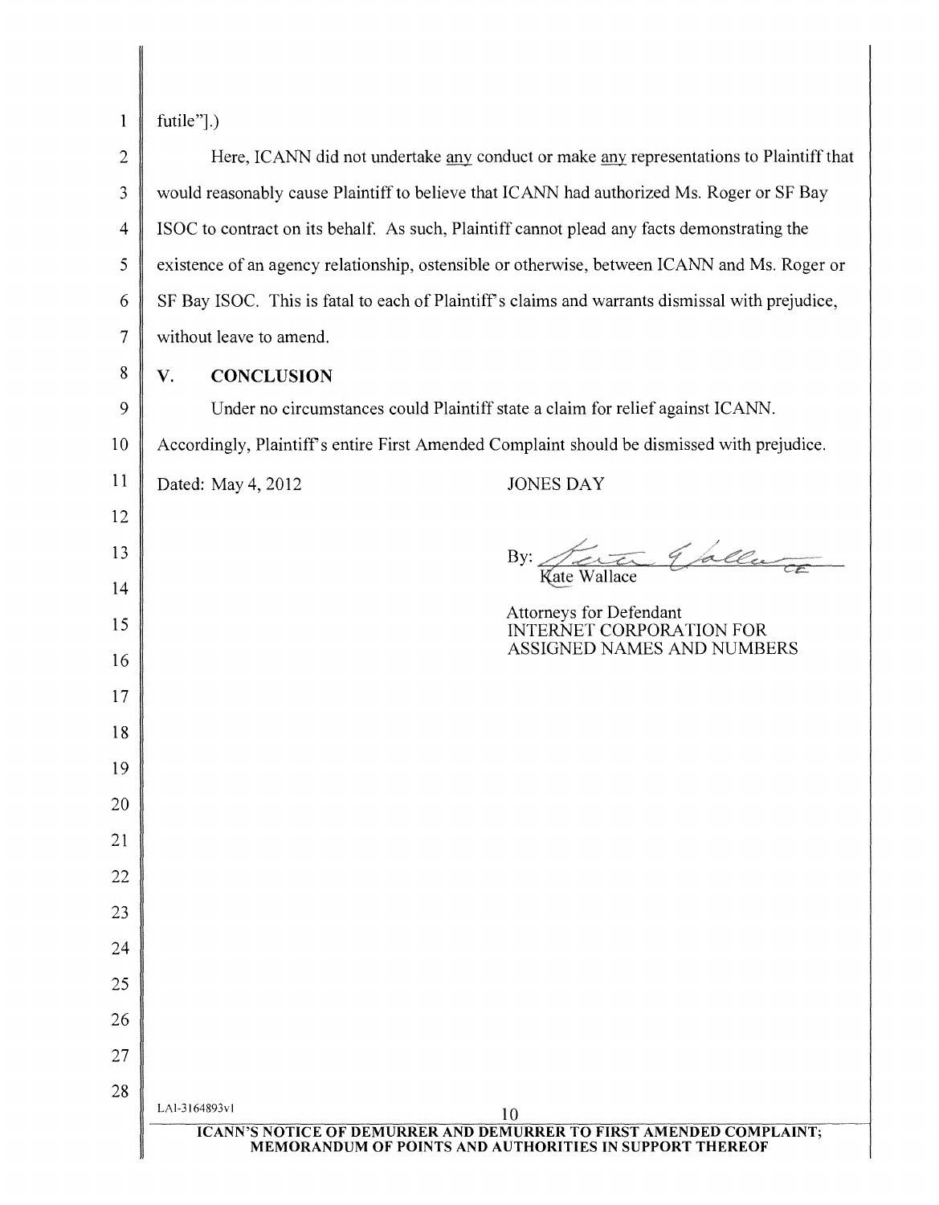futile"].)

Here, ICANN did not undertake any conduct or make any representations to Plaintiff that would reasonably cause Plaintiff to believe that ICANN had authorized Ms. Roger or SF Bay ISOC to contract on its behalf. As such, Plaintiff cannot plead any facts demonstrating the existence of an agency relationship, ostensible or otherwise, between ICANN and Ms. Roger or SF Bay ISOC. This is fatal to each of Plaintiff's claims and warrants dismissal with prejudice, without leave to amend.

## V. CONCLUSION

Under no circumstances could Plaintiff state a claim for relief against ICANN. Accordingly, Plaintiff's entire First Amended Complaint should be dismissed with prejudice.

Dated: May 4, 2012

JONES DAY

By: Kate Wallace

Kate Wallace

Attorneys for Defendant
INTERNET CORPORATION FOR ASSIGNED NAMES AND NUMBERS

LAI-3164893v1

ICANN'S NOTICE OF DEMURRER AND DEMURRER TO FIRST AMENDED COMPLAINT; MEMORANDUM OF POINTS AND AUTHORITIES IN SUPPORT THEREOF